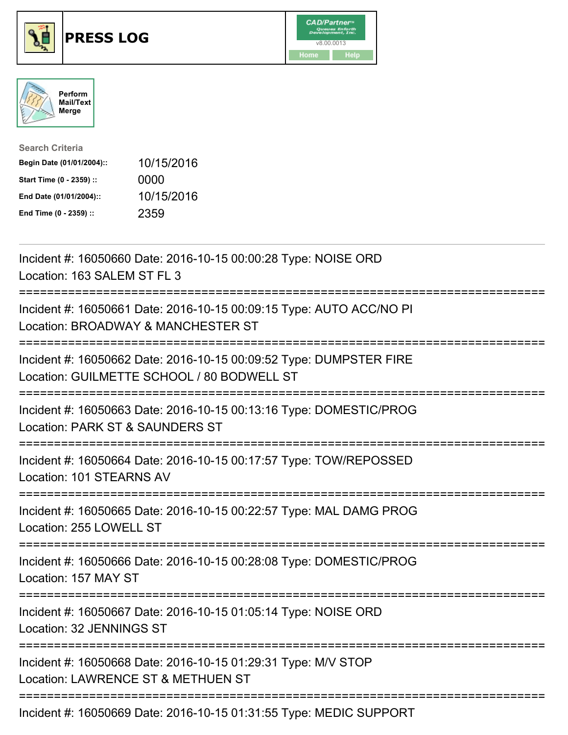# PRESS LOG

CAD/Partner™
v8.00.0013
Home Help

Perform Mail/Text Merge

**Search Criteria**

| | |
|---|---|
| **Begin Date (01/01/2004)::** | 10/15/2016 |
| **Start Time (0 - 2359) ::** | 0000 |
| **End Date (01/01/2004)::** | 10/15/2016 |
| **End Time (0 - 2359) ::** | 2359 |

---

Incident #: 16050660 Date: 2016-10-15 00:00:28 Type: NOISE ORD
Location: 163 SALEM ST FL 3

===========================================================================

Incident #: 16050661 Date: 2016-10-15 00:09:15 Type: AUTO ACC/NO PI
Location: BROADWAY & MANCHESTER ST

===========================================================================

Incident #: 16050662 Date: 2016-10-15 00:09:52 Type: DUMPSTER FIRE
Location: GUILMETTE SCHOOL / 80 BODWELL ST

===========================================================================

Incident #: 16050663 Date: 2016-10-15 00:13:16 Type: DOMESTIC/PROG
Location: PARK ST & SAUNDERS ST

===========================================================================

Incident #: 16050664 Date: 2016-10-15 00:17:57 Type: TOW/REPOSSED
Location: 101 STEARNS AV

===========================================================================

Incident #: 16050665 Date: 2016-10-15 00:22:57 Type: MAL DAMG PROG
Location: 255 LOWELL ST

===========================================================================

Incident #: 16050666 Date: 2016-10-15 00:28:08 Type: DOMESTIC/PROG
Location: 157 MAY ST

===========================================================================

Incident #: 16050667 Date: 2016-10-15 01:05:14 Type: NOISE ORD
Location: 32 JENNINGS ST

===========================================================================

Incident #: 16050668 Date: 2016-10-15 01:29:31 Type: M/V STOP
Location: LAWRENCE ST & METHUEN ST

===========================================================================

Incident #: 16050669 Date: 2016-10-15 01:31:55 Type: MEDIC SUPPORT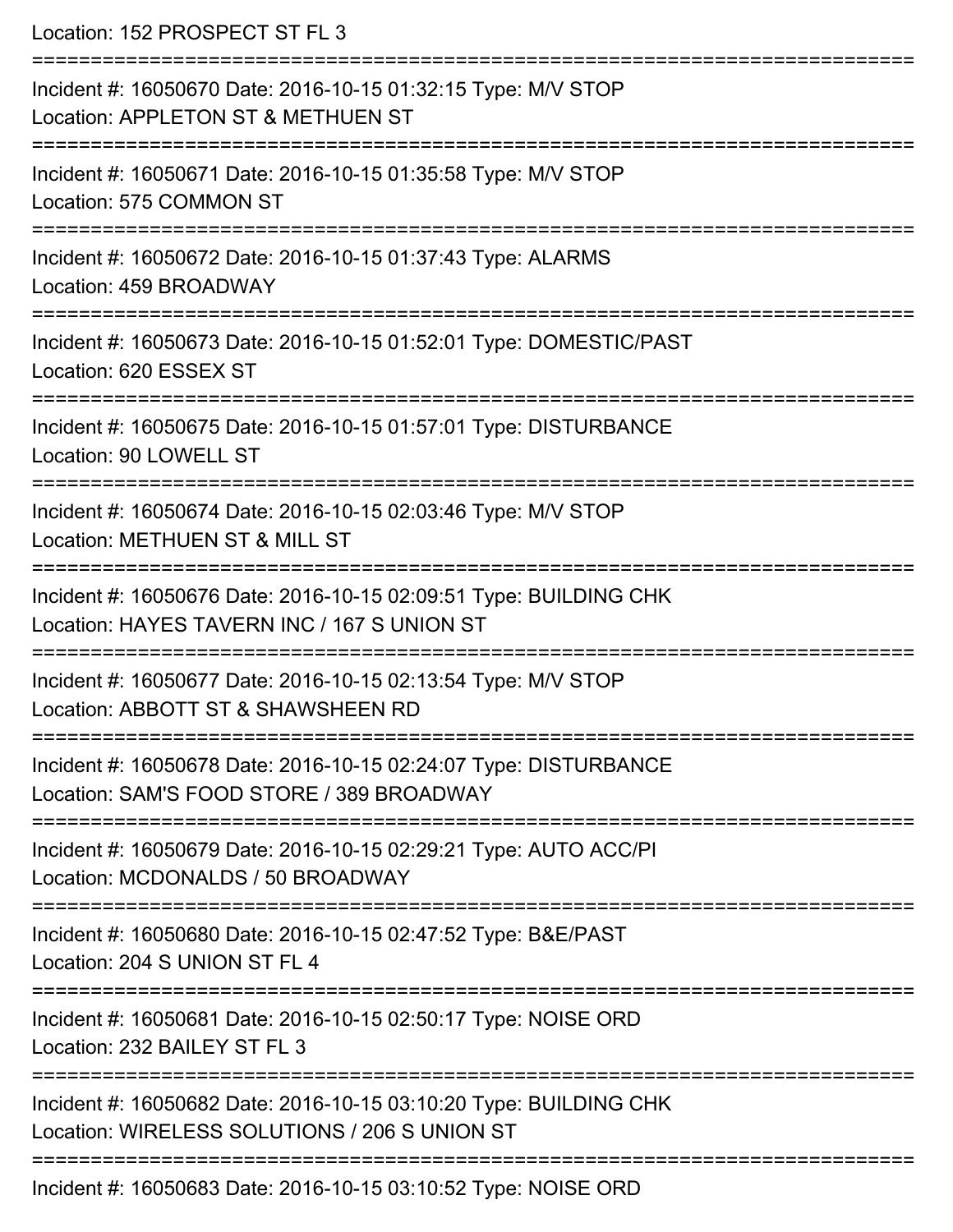Location: 152 PROSPECT ST FL 3

===========================================================================

Incident #: 16050670 Date: 2016-10-15 01:32:15 Type: M/V STOP
Location: APPLETON ST & METHUEN ST

===========================================================================

Incident #: 16050671 Date: 2016-10-15 01:35:58 Type: M/V STOP
Location: 575 COMMON ST

===========================================================================

Incident #: 16050672 Date: 2016-10-15 01:37:43 Type: ALARMS
Location: 459 BROADWAY

===========================================================================

Incident #: 16050673 Date: 2016-10-15 01:52:01 Type: DOMESTIC/PAST
Location: 620 ESSEX ST

===========================================================================

Incident #: 16050675 Date: 2016-10-15 01:57:01 Type: DISTURBANCE
Location: 90 LOWELL ST

===========================================================================

Incident #: 16050674 Date: 2016-10-15 02:03:46 Type: M/V STOP
Location: METHUEN ST & MILL ST

===========================================================================

Incident #: 16050676 Date: 2016-10-15 02:09:51 Type: BUILDING CHK
Location: HAYES TAVERN INC / 167 S UNION ST

===========================================================================

Incident #: 16050677 Date: 2016-10-15 02:13:54 Type: M/V STOP
Location: ABBOTT ST & SHAWSHEEN RD

===========================================================================

Incident #: 16050678 Date: 2016-10-15 02:24:07 Type: DISTURBANCE
Location: SAM'S FOOD STORE / 389 BROADWAY

===========================================================================

Incident #: 16050679 Date: 2016-10-15 02:29:21 Type: AUTO ACC/PI
Location: MCDONALDS / 50 BROADWAY

===========================================================================

Incident #: 16050680 Date: 2016-10-15 02:47:52 Type: B&E/PAST
Location: 204 S UNION ST FL 4

===========================================================================

Incident #: 16050681 Date: 2016-10-15 02:50:17 Type: NOISE ORD
Location: 232 BAILEY ST FL 3

===========================================================================

Incident #: 16050682 Date: 2016-10-15 03:10:20 Type: BUILDING CHK
Location: WIRELESS SOLUTIONS / 206 S UNION ST

===========================================================================

Incident #: 16050683 Date: 2016-10-15 03:10:52 Type: NOISE ORD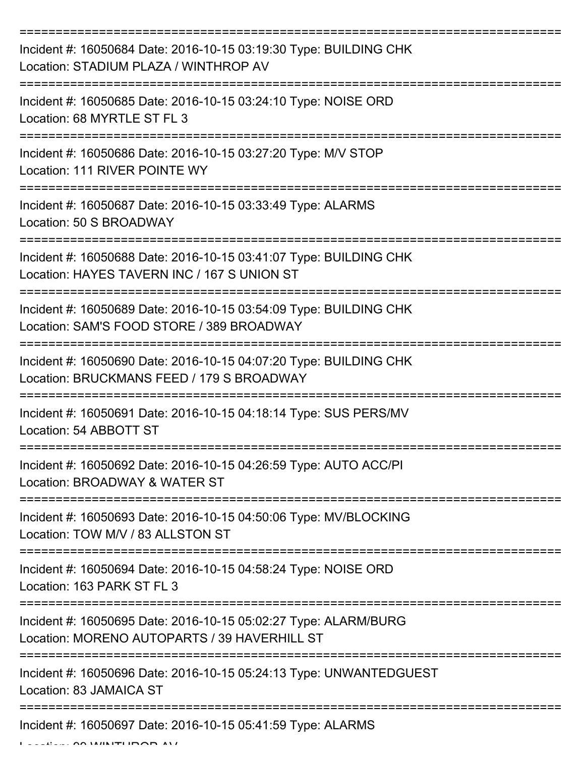===========================================================================

Incident #: 16050684 Date: 2016-10-15 03:19:30 Type: BUILDING CHK
Location: STADIUM PLAZA / WINTHROP AV

===========================================================================

Incident #: 16050685 Date: 2016-10-15 03:24:10 Type: NOISE ORD
Location: 68 MYRTLE ST FL 3

===========================================================================

Incident #: 16050686 Date: 2016-10-15 03:27:20 Type: M/V STOP
Location: 111 RIVER POINTE WY

===========================================================================

Incident #: 16050687 Date: 2016-10-15 03:33:49 Type: ALARMS
Location: 50 S BROADWAY

===========================================================================

Incident #: 16050688 Date: 2016-10-15 03:41:07 Type: BUILDING CHK
Location: HAYES TAVERN INC / 167 S UNION ST

===========================================================================

Incident #: 16050689 Date: 2016-10-15 03:54:09 Type: BUILDING CHK
Location: SAM'S FOOD STORE / 389 BROADWAY

===========================================================================

Incident #: 16050690 Date: 2016-10-15 04:07:20 Type: BUILDING CHK
Location: BRUCKMANS FEED / 179 S BROADWAY

===========================================================================

Incident #: 16050691 Date: 2016-10-15 04:18:14 Type: SUS PERS/MV
Location: 54 ABBOTT ST

===========================================================================

Incident #: 16050692 Date: 2016-10-15 04:26:59 Type: AUTO ACC/PI
Location: BROADWAY & WATER ST

===========================================================================

Incident #: 16050693 Date: 2016-10-15 04:50:06 Type: MV/BLOCKING
Location: TOW M/V / 83 ALLSTON ST

===========================================================================

Incident #: 16050694 Date: 2016-10-15 04:58:24 Type: NOISE ORD
Location: 163 PARK ST FL 3

===========================================================================

Incident #: 16050695 Date: 2016-10-15 05:02:27 Type: ALARM/BURG
Location: MORENO AUTOPARTS / 39 HAVERHILL ST

===========================================================================

Incident #: 16050696 Date: 2016-10-15 05:24:13 Type: UNWANTEDGUEST
Location: 83 JAMAICA ST

===========================================================================

Incident #: 16050697 Date: 2016-10-15 05:41:59 Type: ALARMS
Location: 90 WINTHROP AV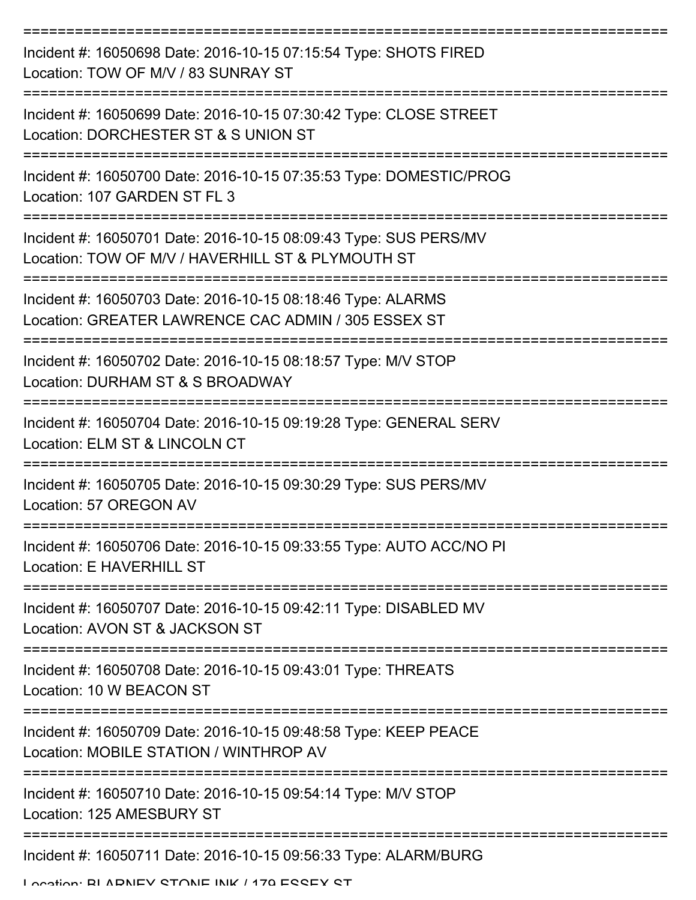===========================================================================

Incident #: 16050698 Date: 2016-10-15 07:15:54 Type: SHOTS FIRED
Location: TOW OF M/V / 83 SUNRAY ST

===========================================================================

Incident #: 16050699 Date: 2016-10-15 07:30:42 Type: CLOSE STREET
Location: DORCHESTER ST & S UNION ST

===========================================================================

Incident #: 16050700 Date: 2016-10-15 07:35:53 Type: DOMESTIC/PROG
Location: 107 GARDEN ST FL 3

===========================================================================

Incident #: 16050701 Date: 2016-10-15 08:09:43 Type: SUS PERS/MV
Location: TOW OF M/V / HAVERHILL ST & PLYMOUTH ST

===========================================================================

Incident #: 16050703 Date: 2016-10-15 08:18:46 Type: ALARMS
Location: GREATER LAWRENCE CAC ADMIN / 305 ESSEX ST

===========================================================================

Incident #: 16050702 Date: 2016-10-15 08:18:57 Type: M/V STOP
Location: DURHAM ST & S BROADWAY

===========================================================================

Incident #: 16050704 Date: 2016-10-15 09:19:28 Type: GENERAL SERV
Location: ELM ST & LINCOLN CT

===========================================================================

Incident #: 16050705 Date: 2016-10-15 09:30:29 Type: SUS PERS/MV
Location: 57 OREGON AV

===========================================================================

Incident #: 16050706 Date: 2016-10-15 09:33:55 Type: AUTO ACC/NO PI
Location: E HAVERHILL ST

===========================================================================

Incident #: 16050707 Date: 2016-10-15 09:42:11 Type: DISABLED MV
Location: AVON ST & JACKSON ST

===========================================================================

Incident #: 16050708 Date: 2016-10-15 09:43:01 Type: THREATS
Location: 10 W BEACON ST

===========================================================================

Incident #: 16050709 Date: 2016-10-15 09:48:58 Type: KEEP PEACE
Location: MOBILE STATION / WINTHROP AV

===========================================================================

Incident #: 16050710 Date: 2016-10-15 09:54:14 Type: M/V STOP
Location: 125 AMESBURY ST

===========================================================================

Incident #: 16050711 Date: 2016-10-15 09:56:33 Type: ALARM/BURG
Location: BLARNEY STONE INK / 179 ESSEX ST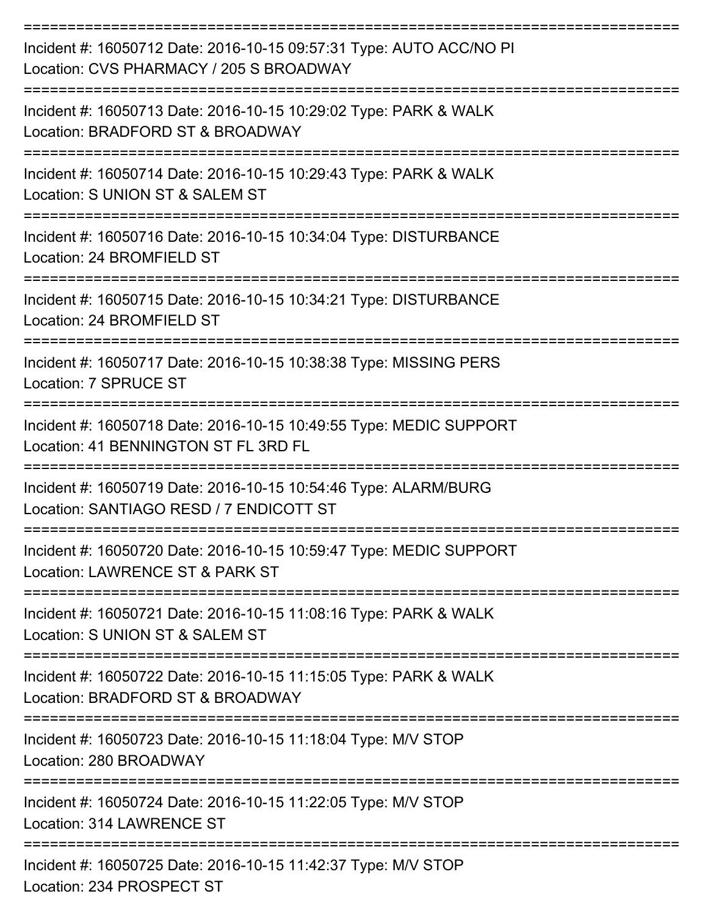===========================================================================

Incident #: 16050712 Date: 2016-10-15 09:57:31 Type: AUTO ACC/NO PI
Location: CVS PHARMACY / 205 S BROADWAY

===========================================================================

Incident #: 16050713 Date: 2016-10-15 10:29:02 Type: PARK & WALK
Location: BRADFORD ST & BROADWAY

===========================================================================

Incident #: 16050714 Date: 2016-10-15 10:29:43 Type: PARK & WALK
Location: S UNION ST & SALEM ST

===========================================================================

Incident #: 16050716 Date: 2016-10-15 10:34:04 Type: DISTURBANCE
Location: 24 BROMFIELD ST

===========================================================================

Incident #: 16050715 Date: 2016-10-15 10:34:21 Type: DISTURBANCE
Location: 24 BROMFIELD ST

===========================================================================

Incident #: 16050717 Date: 2016-10-15 10:38:38 Type: MISSING PERS
Location: 7 SPRUCE ST

===========================================================================

Incident #: 16050718 Date: 2016-10-15 10:49:55 Type: MEDIC SUPPORT
Location: 41 BENNINGTON ST FL 3RD FL

===========================================================================

Incident #: 16050719 Date: 2016-10-15 10:54:46 Type: ALARM/BURG
Location: SANTIAGO RESD / 7 ENDICOTT ST

===========================================================================

Incident #: 16050720 Date: 2016-10-15 10:59:47 Type: MEDIC SUPPORT
Location: LAWRENCE ST & PARK ST

===========================================================================

Incident #: 16050721 Date: 2016-10-15 11:08:16 Type: PARK & WALK
Location: S UNION ST & SALEM ST

===========================================================================

Incident #: 16050722 Date: 2016-10-15 11:15:05 Type: PARK & WALK
Location: BRADFORD ST & BROADWAY

===========================================================================

Incident #: 16050723 Date: 2016-10-15 11:18:04 Type: M/V STOP
Location: 280 BROADWAY

===========================================================================

Incident #: 16050724 Date: 2016-10-15 11:22:05 Type: M/V STOP
Location: 314 LAWRENCE ST

===========================================================================

Incident #: 16050725 Date: 2016-10-15 11:42:37 Type: M/V STOP
Location: 234 PROSPECT ST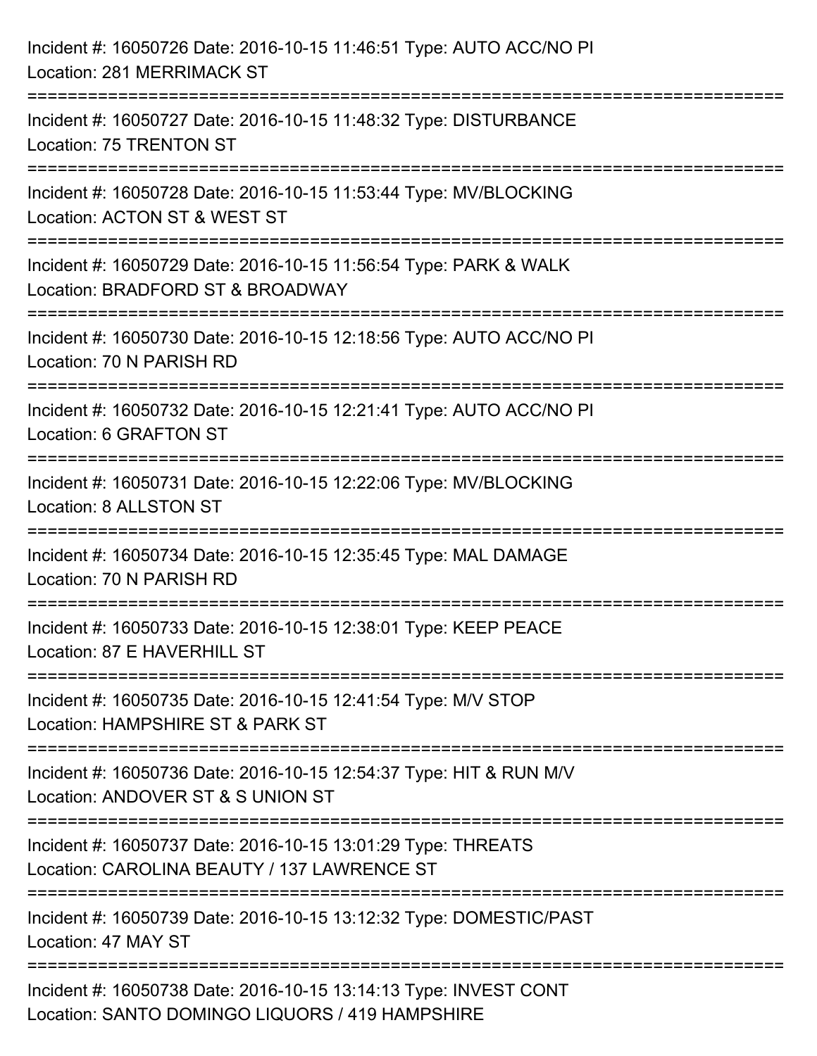Incident #: 16050726 Date: 2016-10-15 11:46:51 Type: AUTO ACC/NO PI
Location: 281 MERRIMACK ST

===========================================================================

Incident #: 16050727 Date: 2016-10-15 11:48:32 Type: DISTURBANCE
Location: 75 TRENTON ST

===========================================================================

Incident #: 16050728 Date: 2016-10-15 11:53:44 Type: MV/BLOCKING
Location: ACTON ST & WEST ST

===========================================================================

Incident #: 16050729 Date: 2016-10-15 11:56:54 Type: PARK & WALK
Location: BRADFORD ST & BROADWAY

===========================================================================

Incident #: 16050730 Date: 2016-10-15 12:18:56 Type: AUTO ACC/NO PI
Location: 70 N PARISH RD

===========================================================================

Incident #: 16050732 Date: 2016-10-15 12:21:41 Type: AUTO ACC/NO PI
Location: 6 GRAFTON ST

===========================================================================

Incident #: 16050731 Date: 2016-10-15 12:22:06 Type: MV/BLOCKING
Location: 8 ALLSTON ST

===========================================================================

Incident #: 16050734 Date: 2016-10-15 12:35:45 Type: MAL DAMAGE
Location: 70 N PARISH RD

===========================================================================

Incident #: 16050733 Date: 2016-10-15 12:38:01 Type: KEEP PEACE
Location: 87 E HAVERHILL ST

===========================================================================

Incident #: 16050735 Date: 2016-10-15 12:41:54 Type: M/V STOP
Location: HAMPSHIRE ST & PARK ST

===========================================================================

Incident #: 16050736 Date: 2016-10-15 12:54:37 Type: HIT & RUN M/V
Location: ANDOVER ST & S UNION ST

===========================================================================

Incident #: 16050737 Date: 2016-10-15 13:01:29 Type: THREATS
Location: CAROLINA BEAUTY / 137 LAWRENCE ST

===========================================================================

Incident #: 16050739 Date: 2016-10-15 13:12:32 Type: DOMESTIC/PAST
Location: 47 MAY ST

===========================================================================

Incident #: 16050738 Date: 2016-10-15 13:14:13 Type: INVEST CONT
Location: SANTO DOMINGO LIQUORS / 419 HAMPSHIRE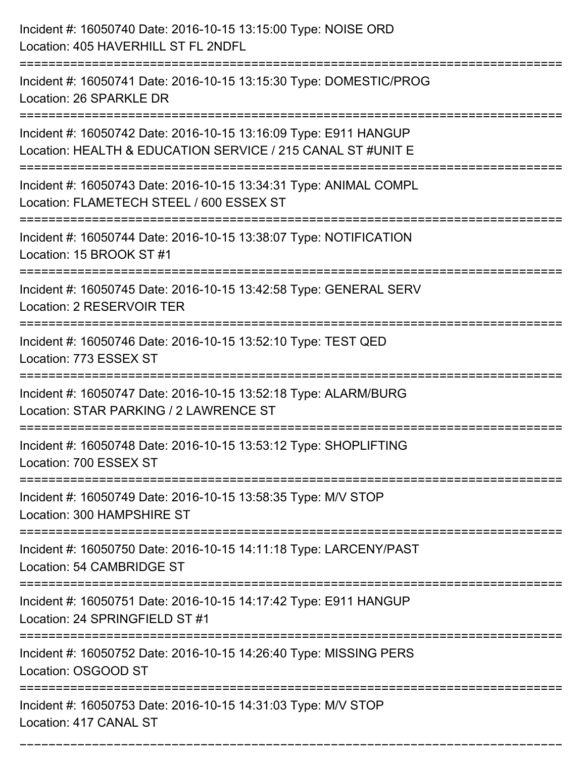Incident #: 16050740 Date: 2016-10-15 13:15:00 Type: NOISE ORD
Location: 405 HAVERHILL ST FL 2NDFL

===========================================================================

Incident #: 16050741 Date: 2016-10-15 13:15:30 Type: DOMESTIC/PROG
Location: 26 SPARKLE DR

===========================================================================

Incident #: 16050742 Date: 2016-10-15 13:16:09 Type: E911 HANGUP
Location: HEALTH & EDUCATION SERVICE / 215 CANAL ST #UNIT E

===========================================================================

Incident #: 16050743 Date: 2016-10-15 13:34:31 Type: ANIMAL COMPL
Location: FLAMETECH STEEL / 600 ESSEX ST

===========================================================================

Incident #: 16050744 Date: 2016-10-15 13:38:07 Type: NOTIFICATION
Location: 15 BROOK ST #1

===========================================================================

Incident #: 16050745 Date: 2016-10-15 13:42:58 Type: GENERAL SERV
Location: 2 RESERVOIR TER

===========================================================================

Incident #: 16050746 Date: 2016-10-15 13:52:10 Type: TEST QED
Location: 773 ESSEX ST

===========================================================================

Incident #: 16050747 Date: 2016-10-15 13:52:18 Type: ALARM/BURG
Location: STAR PARKING / 2 LAWRENCE ST

===========================================================================

Incident #: 16050748 Date: 2016-10-15 13:53:12 Type: SHOPLIFTING
Location: 700 ESSEX ST

===========================================================================

Incident #: 16050749 Date: 2016-10-15 13:58:35 Type: M/V STOP
Location: 300 HAMPSHIRE ST

===========================================================================

Incident #: 16050750 Date: 2016-10-15 14:11:18 Type: LARCENY/PAST
Location: 54 CAMBRIDGE ST

===========================================================================

Incident #: 16050751 Date: 2016-10-15 14:17:42 Type: E911 HANGUP
Location: 24 SPRINGFIELD ST #1

===========================================================================

Incident #: 16050752 Date: 2016-10-15 14:26:40 Type: MISSING PERS
Location: OSGOOD ST

===========================================================================

Incident #: 16050753 Date: 2016-10-15 14:31:03 Type: M/V STOP
Location: 417 CANAL ST

===========================================================================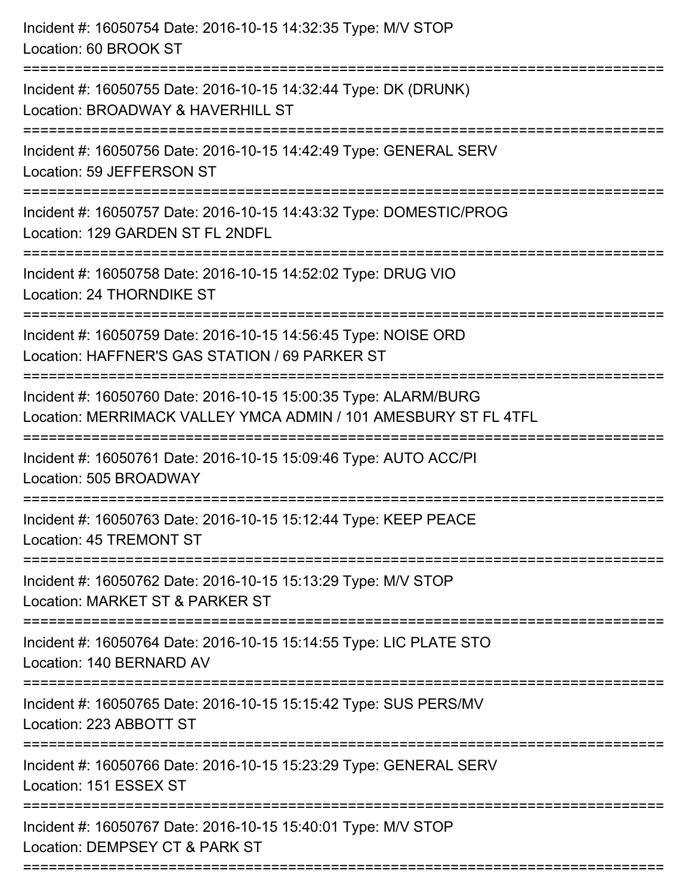Incident #: 16050754 Date: 2016-10-15 14:32:35 Type: M/V STOP
Location: 60 BROOK ST

===========================================================================

Incident #: 16050755 Date: 2016-10-15 14:32:44 Type: DK (DRUNK)
Location: BROADWAY & HAVERHILL ST

===========================================================================

Incident #: 16050756 Date: 2016-10-15 14:42:49 Type: GENERAL SERV
Location: 59 JEFFERSON ST

===========================================================================

Incident #: 16050757 Date: 2016-10-15 14:43:32 Type: DOMESTIC/PROG
Location: 129 GARDEN ST FL 2NDFL

===========================================================================

Incident #: 16050758 Date: 2016-10-15 14:52:02 Type: DRUG VIO
Location: 24 THORNDIKE ST

===========================================================================

Incident #: 16050759 Date: 2016-10-15 14:56:45 Type: NOISE ORD
Location: HAFFNER'S GAS STATION / 69 PARKER ST

===========================================================================

Incident #: 16050760 Date: 2016-10-15 15:00:35 Type: ALARM/BURG
Location: MERRIMACK VALLEY YMCA ADMIN / 101 AMESBURY ST FL 4TFL

===========================================================================

Incident #: 16050761 Date: 2016-10-15 15:09:46 Type: AUTO ACC/PI
Location: 505 BROADWAY

===========================================================================

Incident #: 16050763 Date: 2016-10-15 15:12:44 Type: KEEP PEACE
Location: 45 TREMONT ST

===========================================================================

Incident #: 16050762 Date: 2016-10-15 15:13:29 Type: M/V STOP
Location: MARKET ST & PARKER ST

===========================================================================

Incident #: 16050764 Date: 2016-10-15 15:14:55 Type: LIC PLATE STO
Location: 140 BERNARD AV

===========================================================================

Incident #: 16050765 Date: 2016-10-15 15:15:42 Type: SUS PERS/MV
Location: 223 ABBOTT ST

===========================================================================

Incident #: 16050766 Date: 2016-10-15 15:23:29 Type: GENERAL SERV
Location: 151 ESSEX ST

===========================================================================

Incident #: 16050767 Date: 2016-10-15 15:40:01 Type: M/V STOP
Location: DEMPSEY CT & PARK ST

===========================================================================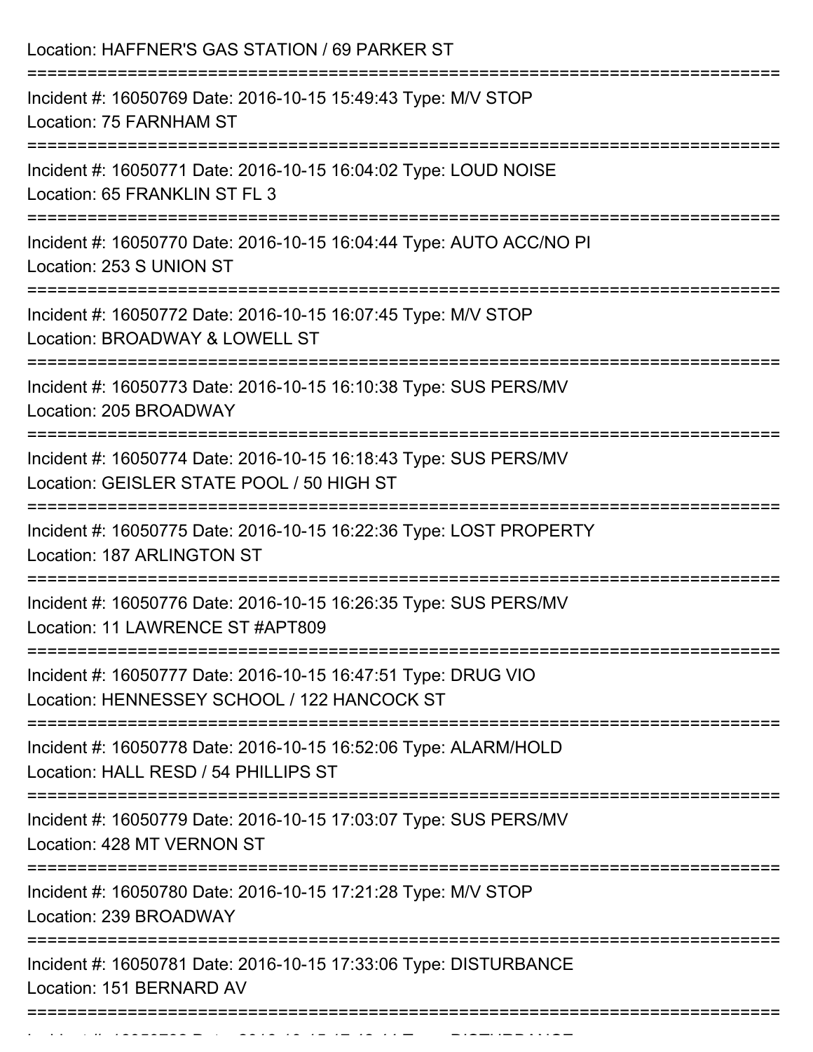Location: HAFFNER'S GAS STATION / 69 PARKER ST

===========================================================================

Incident #: 16050769 Date: 2016-10-15 15:49:43 Type: M/V STOP
Location: 75 FARNHAM ST

===========================================================================

Incident #: 16050771 Date: 2016-10-15 16:04:02 Type: LOUD NOISE
Location: 65 FRANKLIN ST FL 3

===========================================================================

Incident #: 16050770 Date: 2016-10-15 16:04:44 Type: AUTO ACC/NO PI
Location: 253 S UNION ST

===========================================================================

Incident #: 16050772 Date: 2016-10-15 16:07:45 Type: M/V STOP
Location: BROADWAY & LOWELL ST

===========================================================================

Incident #: 16050773 Date: 2016-10-15 16:10:38 Type: SUS PERS/MV
Location: 205 BROADWAY

===========================================================================

Incident #: 16050774 Date: 2016-10-15 16:18:43 Type: SUS PERS/MV
Location: GEISLER STATE POOL / 50 HIGH ST

===========================================================================

Incident #: 16050775 Date: 2016-10-15 16:22:36 Type: LOST PROPERTY
Location: 187 ARLINGTON ST

===========================================================================

Incident #: 16050776 Date: 2016-10-15 16:26:35 Type: SUS PERS/MV
Location: 11 LAWRENCE ST #APT809

===========================================================================

Incident #: 16050777 Date: 2016-10-15 16:47:51 Type: DRUG VIO
Location: HENNESSEY SCHOOL / 122 HANCOCK ST

===========================================================================

Incident #: 16050778 Date: 2016-10-15 16:52:06 Type: ALARM/HOLD
Location: HALL RESD / 54 PHILLIPS ST

===========================================================================

Incident #: 16050779 Date: 2016-10-15 17:03:07 Type: SUS PERS/MV
Location: 428 MT VERNON ST

===========================================================================

Incident #: 16050780 Date: 2016-10-15 17:21:28 Type: M/V STOP
Location: 239 BROADWAY

===========================================================================

Incident #: 16050781 Date: 2016-10-15 17:33:06 Type: DISTURBANCE
Location: 151 BERNARD AV

===========================================================================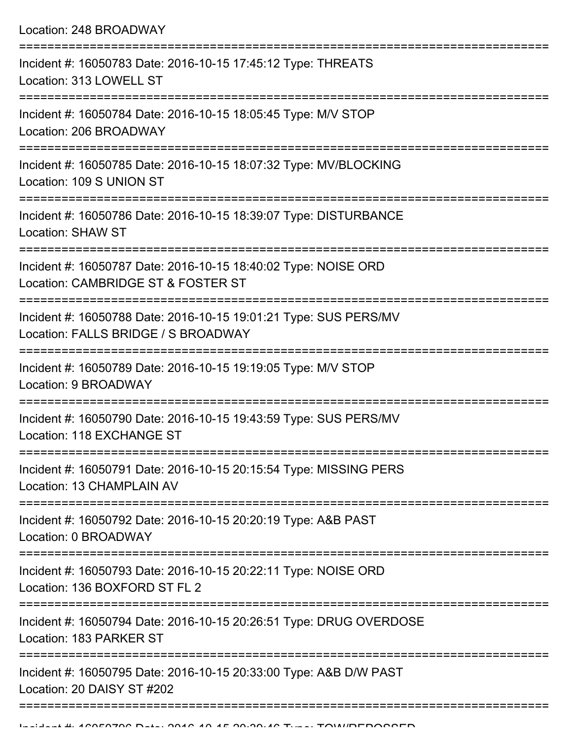Location: 248 BROADWAY

===========================================================================

Incident #: 16050783 Date: 2016-10-15 17:45:12 Type: THREATS
Location: 313 LOWELL ST

===========================================================================

Incident #: 16050784 Date: 2016-10-15 18:05:45 Type: M/V STOP
Location: 206 BROADWAY

===========================================================================

Incident #: 16050785 Date: 2016-10-15 18:07:32 Type: MV/BLOCKING
Location: 109 S UNION ST

===========================================================================

Incident #: 16050786 Date: 2016-10-15 18:39:07 Type: DISTURBANCE
Location: SHAW ST

===========================================================================

Incident #: 16050787 Date: 2016-10-15 18:40:02 Type: NOISE ORD
Location: CAMBRIDGE ST & FOSTER ST

===========================================================================

Incident #: 16050788 Date: 2016-10-15 19:01:21 Type: SUS PERS/MV
Location: FALLS BRIDGE / S BROADWAY

===========================================================================

Incident #: 16050789 Date: 2016-10-15 19:19:05 Type: M/V STOP
Location: 9 BROADWAY

===========================================================================

Incident #: 16050790 Date: 2016-10-15 19:43:59 Type: SUS PERS/MV
Location: 118 EXCHANGE ST

===========================================================================

Incident #: 16050791 Date: 2016-10-15 20:15:54 Type: MISSING PERS
Location: 13 CHAMPLAIN AV

===========================================================================

Incident #: 16050792 Date: 2016-10-15 20:20:19 Type: A&B PAST
Location: 0 BROADWAY

===========================================================================

Incident #: 16050793 Date: 2016-10-15 20:22:11 Type: NOISE ORD
Location: 136 BOXFORD ST FL 2

===========================================================================

Incident #: 16050794 Date: 2016-10-15 20:26:51 Type: DRUG OVERDOSE
Location: 183 PARKER ST

===========================================================================

Incident #: 16050795 Date: 2016-10-15 20:33:00 Type: A&B D/W PAST
Location: 20 DAISY ST #202

===========================================================================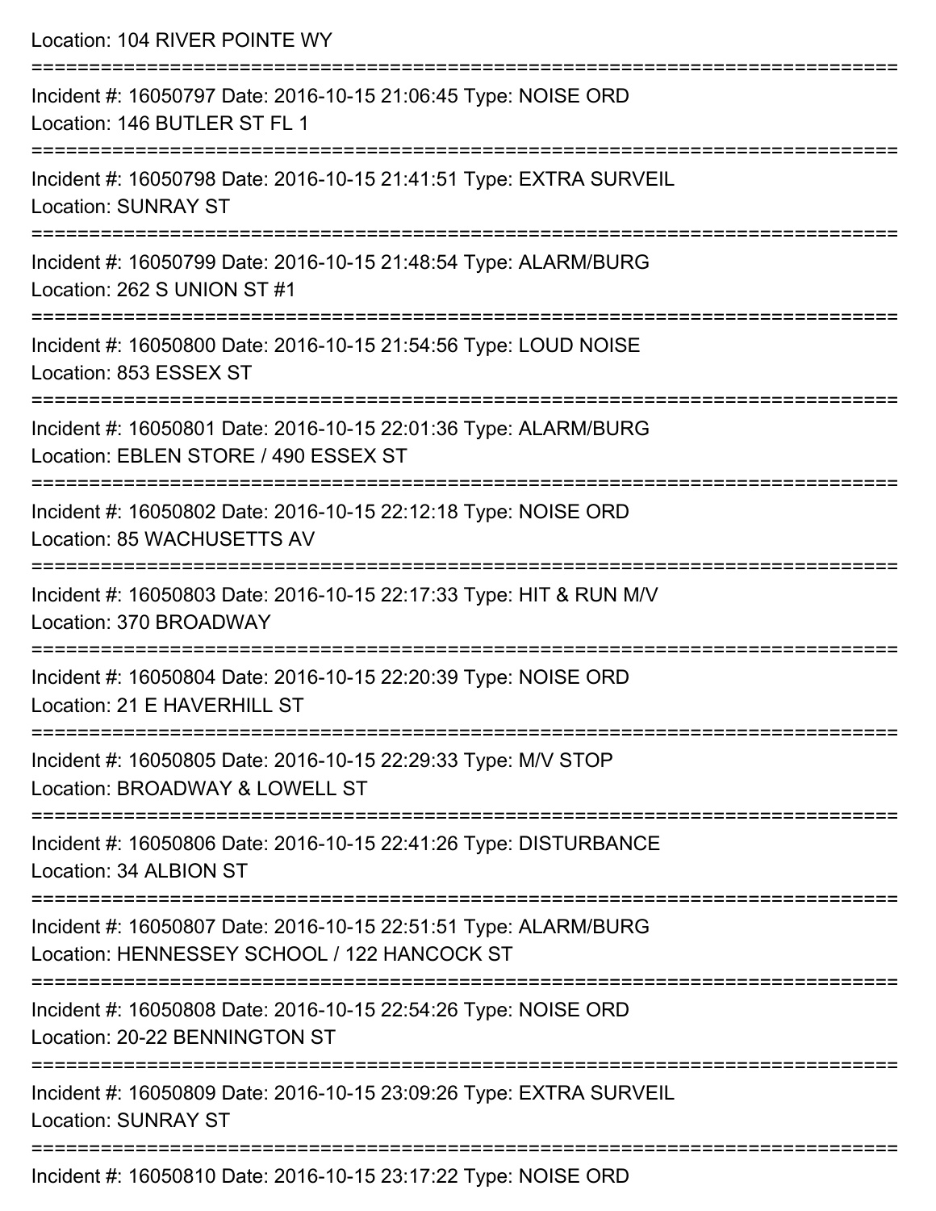Location: 104 RIVER POINTE WY

===========================================================================

Incident #: 16050797 Date: 2016-10-15 21:06:45 Type: NOISE ORD
Location: 146 BUTLER ST FL 1

===========================================================================

Incident #: 16050798 Date: 2016-10-15 21:41:51 Type: EXTRA SURVEIL
Location: SUNRAY ST

===========================================================================

Incident #: 16050799 Date: 2016-10-15 21:48:54 Type: ALARM/BURG
Location: 262 S UNION ST #1

===========================================================================

Incident #: 16050800 Date: 2016-10-15 21:54:56 Type: LOUD NOISE
Location: 853 ESSEX ST

===========================================================================

Incident #: 16050801 Date: 2016-10-15 22:01:36 Type: ALARM/BURG
Location: EBLEN STORE / 490 ESSEX ST

===========================================================================

Incident #: 16050802 Date: 2016-10-15 22:12:18 Type: NOISE ORD
Location: 85 WACHUSETTS AV

===========================================================================

Incident #: 16050803 Date: 2016-10-15 22:17:33 Type: HIT & RUN M/V
Location: 370 BROADWAY

===========================================================================

Incident #: 16050804 Date: 2016-10-15 22:20:39 Type: NOISE ORD
Location: 21 E HAVERHILL ST

===========================================================================

Incident #: 16050805 Date: 2016-10-15 22:29:33 Type: M/V STOP
Location: BROADWAY & LOWELL ST

===========================================================================

Incident #: 16050806 Date: 2016-10-15 22:41:26 Type: DISTURBANCE
Location: 34 ALBION ST

===========================================================================

Incident #: 16050807 Date: 2016-10-15 22:51:51 Type: ALARM/BURG
Location: HENNESSEY SCHOOL / 122 HANCOCK ST

===========================================================================

Incident #: 16050808 Date: 2016-10-15 22:54:26 Type: NOISE ORD
Location: 20-22 BENNINGTON ST

===========================================================================

Incident #: 16050809 Date: 2016-10-15 23:09:26 Type: EXTRA SURVEIL
Location: SUNRAY ST

===========================================================================

Incident #: 16050810 Date: 2016-10-15 23:17:22 Type: NOISE ORD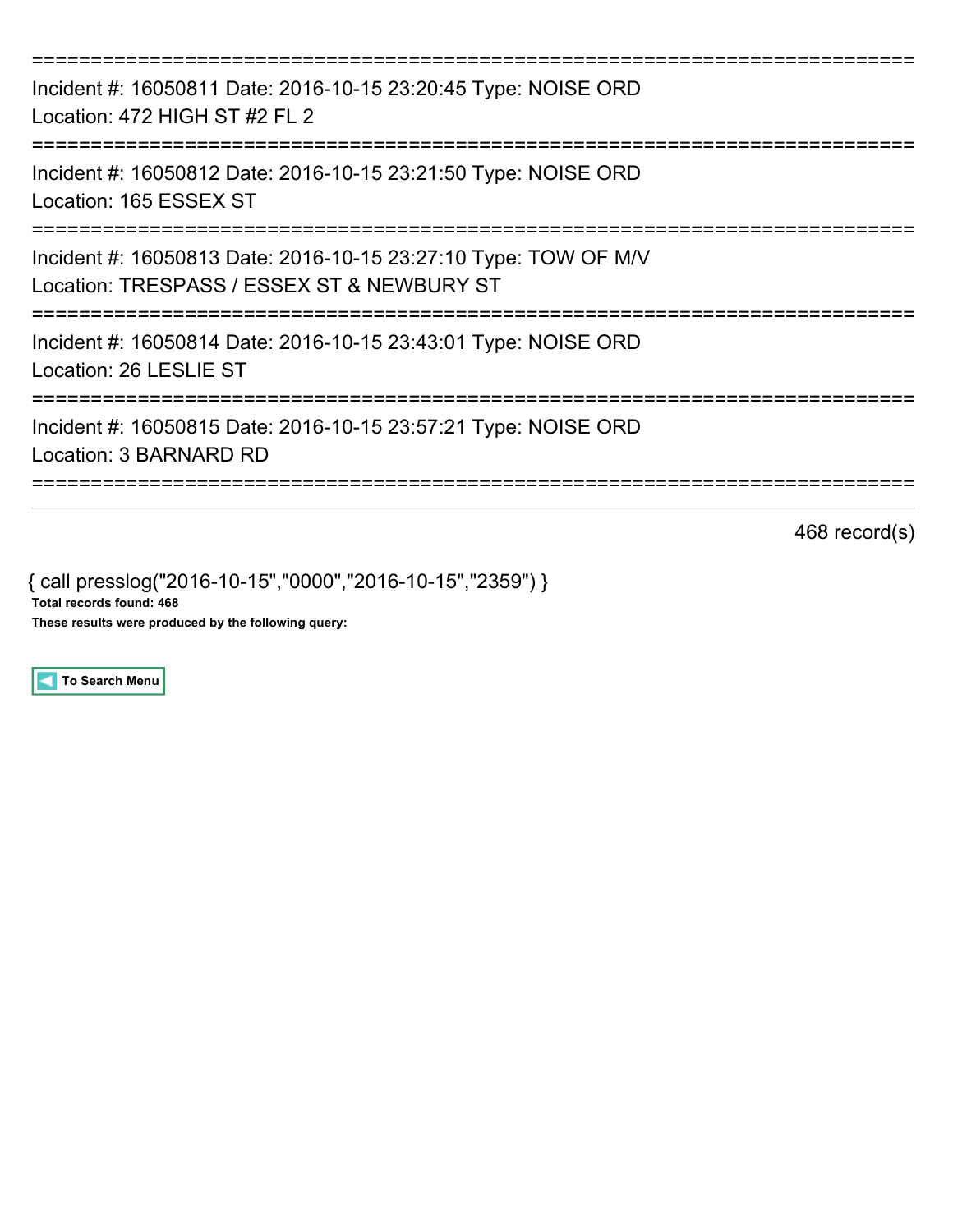===========================================================================

Incident #: 16050811 Date: 2016-10-15 23:20:45 Type: NOISE ORD
Location: 472 HIGH ST #2 FL 2

===========================================================================

Incident #: 16050812 Date: 2016-10-15 23:21:50 Type: NOISE ORD
Location: 165 ESSEX ST

===========================================================================

Incident #: 16050813 Date: 2016-10-15 23:27:10 Type: TOW OF M/V
Location: TRESPASS / ESSEX ST & NEWBURY ST

===========================================================================

Incident #: 16050814 Date: 2016-10-15 23:43:01 Type: NOISE ORD
Location: 26 LESLIE ST

===========================================================================

Incident #: 16050815 Date: 2016-10-15 23:57:21 Type: NOISE ORD
Location: 3 BARNARD RD

===========================================================================

468 record(s)

{ call presslog("2016-10-15","0000","2016-10-15","2359") }

**Total records found: 468**

**These results were produced by the following query:**

**To Search Menu**